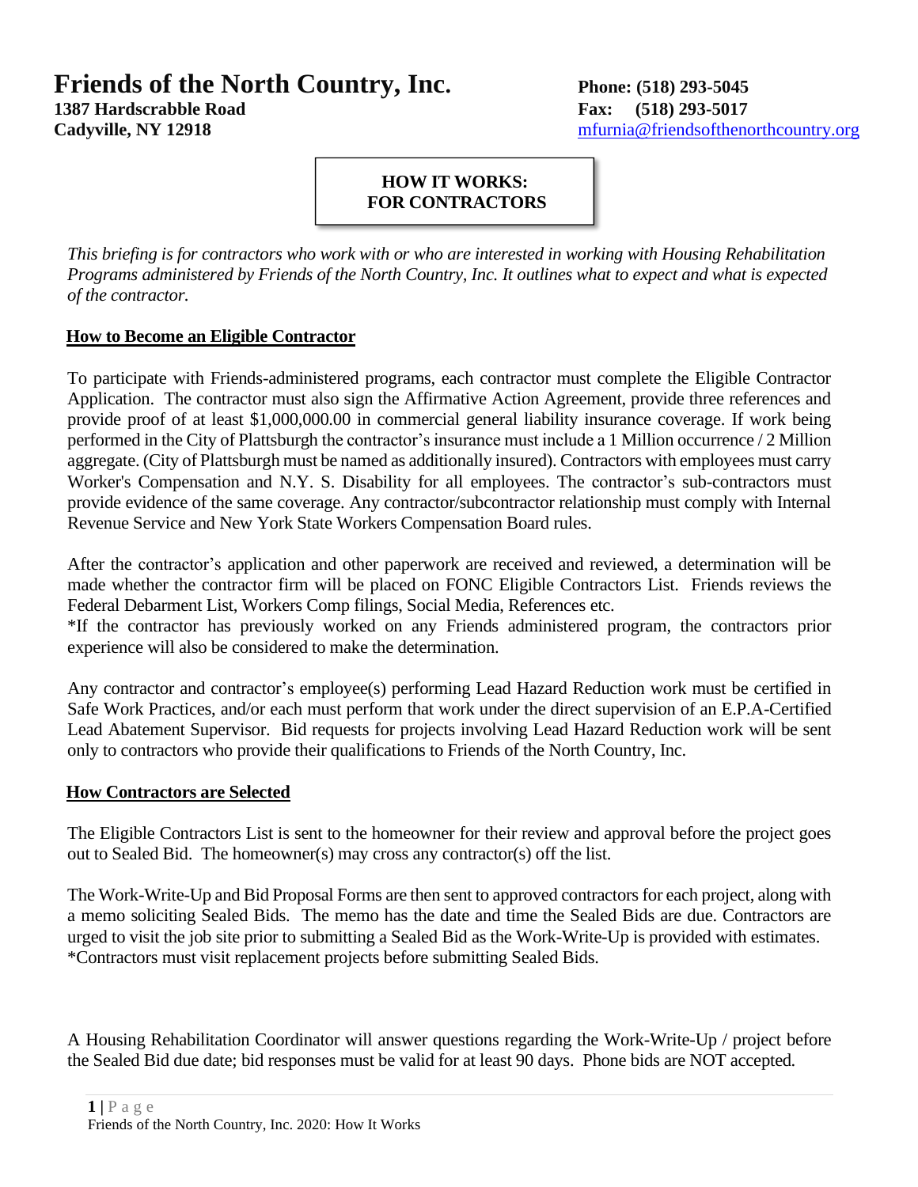# Friends of the North Country, Inc.

**1387 Hardscrabble Road**
**Cadyville, NY 12918**

**Phone: (518) 293-5045**
**Fax: (518) 293-5017**
mfurnia@friendsofthenorthcountry.org

## HOW IT WORKS: FOR CONTRACTORS

*This briefing is for contractors who work with or who are interested in working with Housing Rehabilitation Programs administered by Friends of the North Country, Inc. It outlines what to expect and what is expected of the contractor.*

### How to Become an Eligible Contractor

To participate with Friends-administered programs, each contractor must complete the Eligible Contractor Application. The contractor must also sign the Affirmative Action Agreement, provide three references and provide proof of at least $1,000,000.00 in commercial general liability insurance coverage. If work being performed in the City of Plattsburgh the contractor's insurance must include a 1 Million occurrence / 2 Million aggregate. (City of Plattsburgh must be named as additionally insured). Contractors with employees must carry Worker's Compensation and N.Y. S. Disability for all employees. The contractor's sub-contractors must provide evidence of the same coverage. Any contractor/subcontractor relationship must comply with Internal Revenue Service and New York State Workers Compensation Board rules.

After the contractor's application and other paperwork are received and reviewed, a determination will be made whether the contractor firm will be placed on FONC Eligible Contractors List. Friends reviews the Federal Debarment List, Workers Comp filings, Social Media, References etc.
*If the contractor has previously worked on any Friends administered program, the contractors prior experience will also be considered to make the determination.

Any contractor and contractor's employee(s) performing Lead Hazard Reduction work must be certified in Safe Work Practices, and/or each must perform that work under the direct supervision of an E.P.A-Certified Lead Abatement Supervisor. Bid requests for projects involving Lead Hazard Reduction work will be sent only to contractors who provide their qualifications to Friends of the North Country, Inc.

### How Contractors are Selected

The Eligible Contractors List is sent to the homeowner for their review and approval before the project goes out to Sealed Bid. The homeowner(s) may cross any contractor(s) off the list.

The Work-Write-Up and Bid Proposal Forms are then sent to approved contractors for each project, along with a memo soliciting Sealed Bids. The memo has the date and time the Sealed Bids are due. Contractors are urged to visit the job site prior to submitting a Sealed Bid as the Work-Write-Up is provided with estimates.
*Contractors must visit replacement projects before submitting Sealed Bids.

A Housing Rehabilitation Coordinator will answer questions regarding the Work-Write-Up / project before the Sealed Bid due date; bid responses must be valid for at least 90 days. Phone bids are NOT accepted.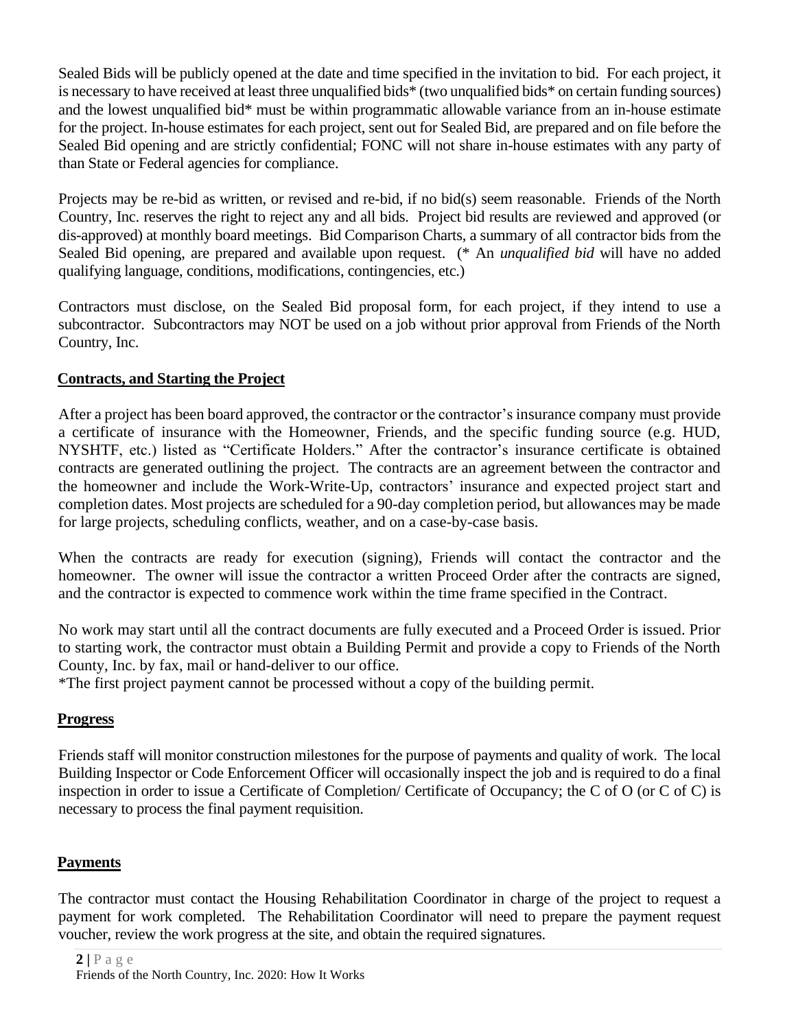Sealed Bids will be publicly opened at the date and time specified in the invitation to bid. For each project, it is necessary to have received at least three unqualified bids* (two unqualified bids* on certain funding sources) and the lowest unqualified bid* must be within programmatic allowable variance from an in-house estimate for the project. In-house estimates for each project, sent out for Sealed Bid, are prepared and on file before the Sealed Bid opening and are strictly confidential; FONC will not share in-house estimates with any party of than State or Federal agencies for compliance.

Projects may be re-bid as written, or revised and re-bid, if no bid(s) seem reasonable. Friends of the North Country, Inc. reserves the right to reject any and all bids. Project bid results are reviewed and approved (or dis-approved) at monthly board meetings. Bid Comparison Charts, a summary of all contractor bids from the Sealed Bid opening, are prepared and available upon request. (* An *unqualified bid* will have no added qualifying language, conditions, modifications, contingencies, etc.)

Contractors must disclose, on the Sealed Bid proposal form, for each project, if they intend to use a subcontractor. Subcontractors may NOT be used on a job without prior approval from Friends of the North Country, Inc.

## Contracts, and Starting the Project

After a project has been board approved, the contractor or the contractor's insurance company must provide a certificate of insurance with the Homeowner, Friends, and the specific funding source (e.g. HUD, NYSHTF, etc.) listed as "Certificate Holders." After the contractor's insurance certificate is obtained contracts are generated outlining the project. The contracts are an agreement between the contractor and the homeowner and include the Work-Write-Up, contractors' insurance and expected project start and completion dates. Most projects are scheduled for a 90-day completion period, but allowances may be made for large projects, scheduling conflicts, weather, and on a case-by-case basis.

When the contracts are ready for execution (signing), Friends will contact the contractor and the homeowner. The owner will issue the contractor a written Proceed Order after the contracts are signed, and the contractor is expected to commence work within the time frame specified in the Contract.

No work may start until all the contract documents are fully executed and a Proceed Order is issued. Prior to starting work, the contractor must obtain a Building Permit and provide a copy to Friends of the North County, Inc. by fax, mail or hand-deliver to our office.

*The first project payment cannot be processed without a copy of the building permit.

## Progress

Friends staff will monitor construction milestones for the purpose of payments and quality of work. The local Building Inspector or Code Enforcement Officer will occasionally inspect the job and is required to do a final inspection in order to issue a Certificate of Completion/ Certificate of Occupancy; the C of O (or C of C) is necessary to process the final payment requisition.

## Payments

The contractor must contact the Housing Rehabilitation Coordinator in charge of the project to request a payment for work completed. The Rehabilitation Coordinator will need to prepare the payment request voucher, review the work progress at the site, and obtain the required signatures.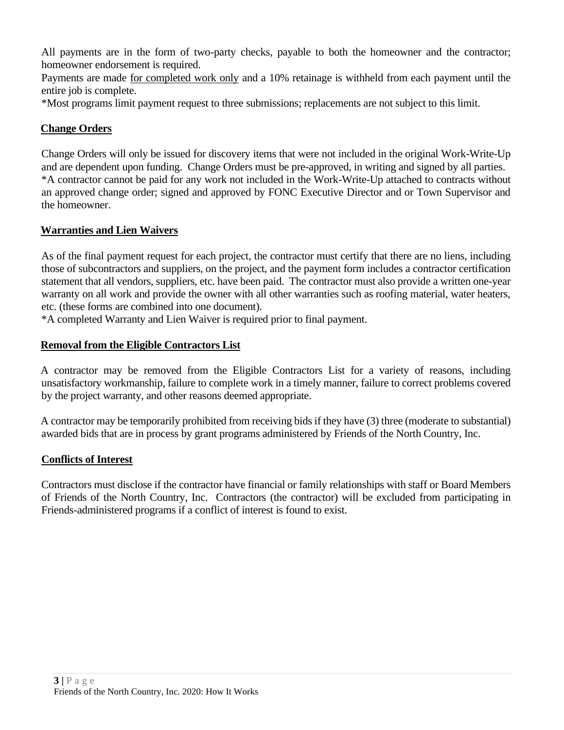All payments are in the form of two-party checks, payable to both the homeowner and the contractor; homeowner endorsement is required.

Payments are made <u>for completed work only</u> and a 10% retainage is withheld from each payment until the entire job is complete.

*Most programs limit payment request to three submissions; replacements are not subject to this limit.

## Change Orders

Change Orders will only be issued for discovery items that were not included in the original Work-Write-Up and are dependent upon funding. Change Orders must be pre-approved, in writing and signed by all parties.

*A contractor cannot be paid for any work not included in the Work-Write-Up attached to contracts without an approved change order; signed and approved by FONC Executive Director and or Town Supervisor and the homeowner.

## Warranties and Lien Waivers

As of the final payment request for each project, the contractor must certify that there are no liens, including those of subcontractors and suppliers, on the project, and the payment form includes a contractor certification statement that all vendors, suppliers, etc. have been paid. The contractor must also provide a written one-year warranty on all work and provide the owner with all other warranties such as roofing material, water heaters, etc. (these forms are combined into one document).

*A completed Warranty and Lien Waiver is required prior to final payment.

## Removal from the Eligible Contractors List

A contractor may be removed from the Eligible Contractors List for a variety of reasons, including unsatisfactory workmanship, failure to complete work in a timely manner, failure to correct problems covered by the project warranty, and other reasons deemed appropriate.

A contractor may be temporarily prohibited from receiving bids if they have (3) three (moderate to substantial) awarded bids that are in process by grant programs administered by Friends of the North Country, Inc.

## Conflicts of Interest

Contractors must disclose if the contractor have financial or family relationships with staff or Board Members of Friends of the North Country, Inc. Contractors (the contractor) will be excluded from participating in Friends-administered programs if a conflict of interest is found to exist.